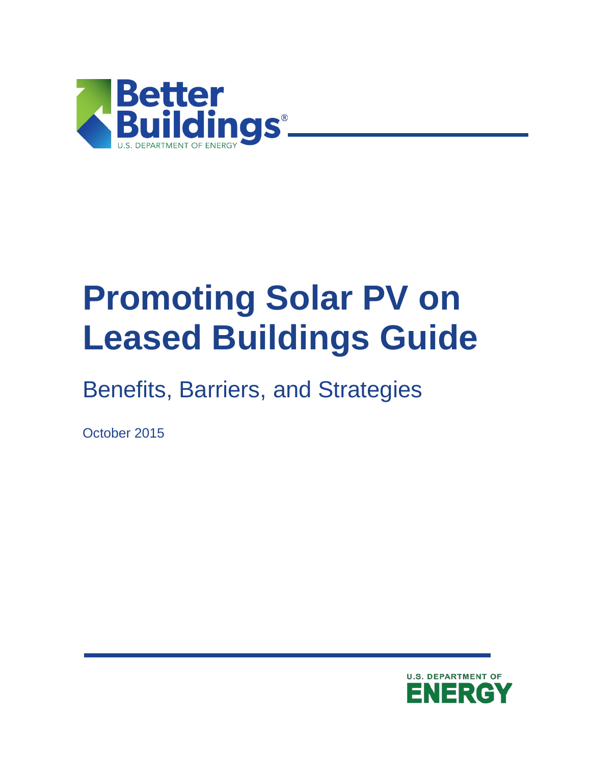Better Buildings®

U.S. DEPARTMENT OF ENERGY

# Promoting Solar PV on Leased Buildings Guide

## Benefits, Barriers, and Strategies

October 2015

U.S. DEPARTMENT OF ENERGY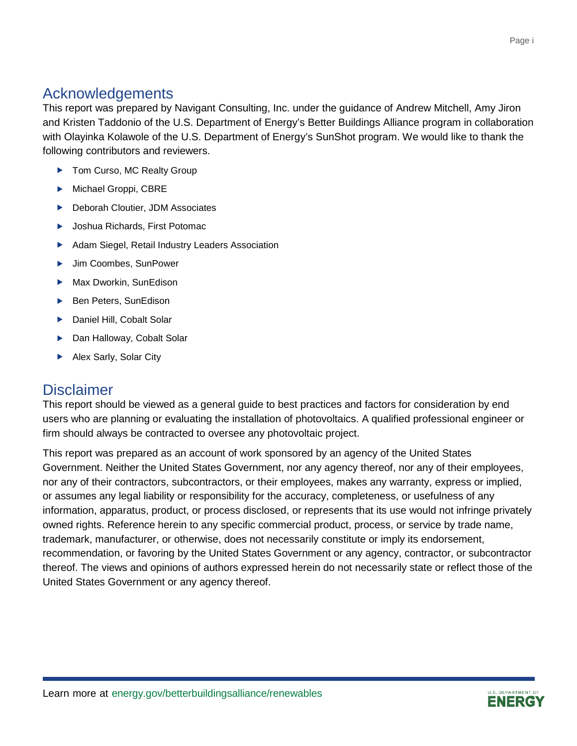## Acknowledgements

This report was prepared by Navigant Consulting, Inc. under the guidance of Andrew Mitchell, Amy Jiron and Kristen Taddonio of the U.S. Department of Energy's Better Buildings Alliance program in collaboration with Olayinka Kolawole of the U.S. Department of Energy's SunShot program. We would like to thank the following contributors and reviewers.

- Tom Curso, MC Realty Group
- Michael Groppi, CBRE
- Deborah Cloutier, JDM Associates
- Joshua Richards, First Potomac
- Adam Siegel, Retail Industry Leaders Association
- Jim Coombes, SunPower
- Max Dworkin, SunEdison
- Ben Peters, SunEdison
- Daniel Hill, Cobalt Solar
- Dan Halloway, Cobalt Solar
- Alex Sarly, Solar City

## Disclaimer

This report should be viewed as a general guide to best practices and factors for consideration by end users who are planning or evaluating the installation of photovoltaics. A qualified professional engineer or firm should always be contracted to oversee any photovoltaic project.

This report was prepared as an account of work sponsored by an agency of the United States Government. Neither the United States Government, nor any agency thereof, nor any of their employees, nor any of their contractors, subcontractors, or their employees, makes any warranty, express or implied, or assumes any legal liability or responsibility for the accuracy, completeness, or usefulness of any information, apparatus, product, or process disclosed, or represents that its use would not infringe privately owned rights. Reference herein to any specific commercial product, process, or service by trade name, trademark, manufacturer, or otherwise, does not necessarily constitute or imply its endorsement, recommendation, or favoring by the United States Government or any agency, contractor, or subcontractor thereof. The views and opinions of authors expressed herein do not necessarily state or reflect those of the United States Government or any agency thereof.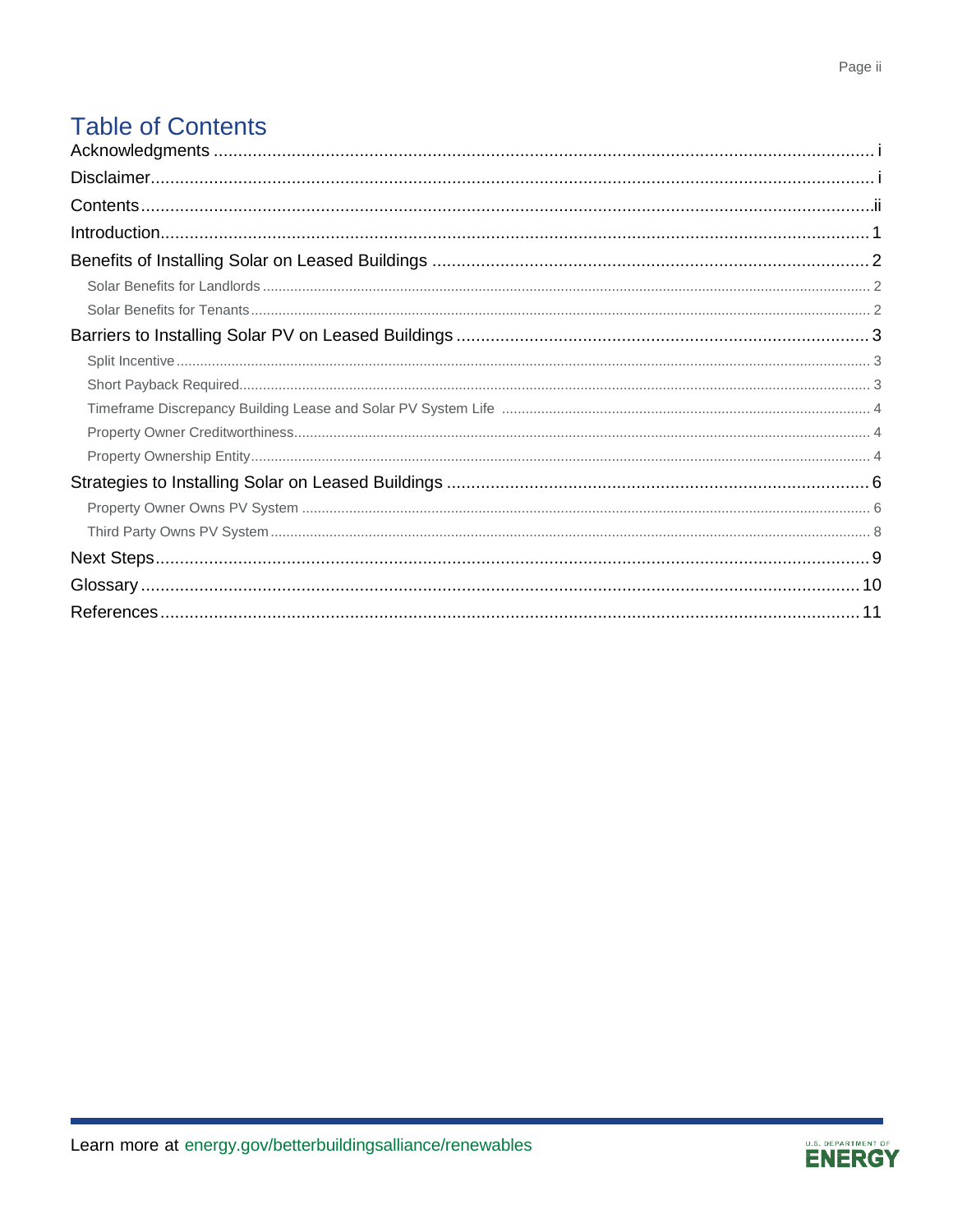# Table of Contents

- Acknowledgments ........ i
- Disclaimer ........ i
- Contents ........ ii
- Introduction ........ 1
- Benefits of Installing Solar on Leased Buildings ........ 2
  - Solar Benefits for Landlords ........ 2
  - Solar Benefits for Tenants ........ 2
- Barriers to Installing Solar PV on Leased Buildings ........ 3
  - Split Incentive ........ 3
  - Short Payback Required ........ 3
  - Timeframe Discrepancy Building Lease and Solar PV System Life ........ 4
  - Property Owner Creditworthiness ........ 4
  - Property Ownership Entity ........ 4
- Strategies to Installing Solar on Leased Buildings ........ 6
  - Property Owner Owns PV System ........ 6
  - Third Party Owns PV System ........ 8
- Next Steps ........ 9
- Glossary ........ 10
- References ........ 11

Learn more at energy.gov/betterbuildingsalliance/renewables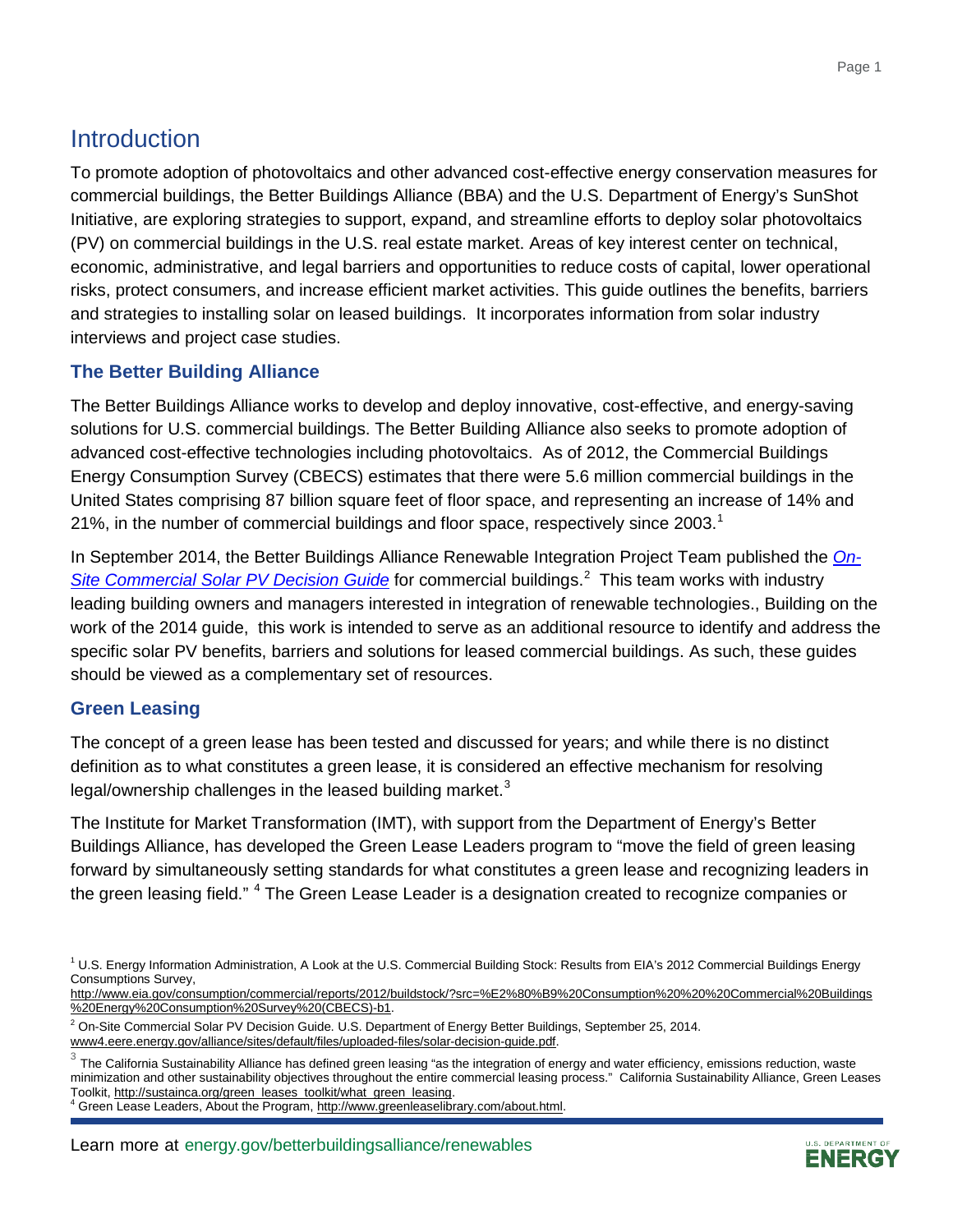# Introduction

To promote adoption of photovoltaics and other advanced cost-effective energy conservation measures for commercial buildings, the Better Buildings Alliance (BBA) and the U.S. Department of Energy's SunShot Initiative, are exploring strategies to support, expand, and streamline efforts to deploy solar photovoltaics (PV) on commercial buildings in the U.S. real estate market. Areas of key interest center on technical, economic, administrative, and legal barriers and opportunities to reduce costs of capital, lower operational risks, protect consumers, and increase efficient market activities. This guide outlines the benefits, barriers and strategies to installing solar on leased buildings. It incorporates information from solar industry interviews and project case studies.

## The Better Building Alliance

The Better Buildings Alliance works to develop and deploy innovative, cost-effective, and energy-saving solutions for U.S. commercial buildings. The Better Building Alliance also seeks to promote adoption of advanced cost-effective technologies including photovoltaics. As of 2012, the Commercial Buildings Energy Consumption Survey (CBECS) estimates that there were 5.6 million commercial buildings in the United States comprising 87 billion square feet of floor space, and representing an increase of 14% and 21%, in the number of commercial buildings and floor space, respectively since 2003.[1]

In September 2014, the Better Buildings Alliance Renewable Integration Project Team published the *On-Site Commercial Solar PV Decision Guide* for commercial buildings.[2] This team works with industry leading building owners and managers interested in integration of renewable technologies., Building on the work of the 2014 guide, this work is intended to serve as an additional resource to identify and address the specific solar PV benefits, barriers and solutions for leased commercial buildings. As such, these guides should be viewed as a complementary set of resources.

## Green Leasing

The concept of a green lease has been tested and discussed for years; and while there is no distinct definition as to what constitutes a green lease, it is considered an effective mechanism for resolving legal/ownership challenges in the leased building market.[3]

The Institute for Market Transformation (IMT), with support from the Department of Energy's Better Buildings Alliance, has developed the Green Lease Leaders program to "move the field of green leasing forward by simultaneously setting standards for what constitutes a green lease and recognizing leaders in the green leasing field." [4] The Green Lease Leader is a designation created to recognize companies or

---

[1] U.S. Energy Information Administration, A Look at the U.S. Commercial Building Stock: Results from EIA's 2012 Commercial Buildings Energy Consumptions Survey, http://www.eia.gov/consumption/commercial/reports/2012/buildstock/?src=%E2%80%B9%20Consumption%20%20%20Commercial%20Buildings%20Energy%20Consumption%20Survey%20(CBECS)-b1.

[2] On-Site Commercial Solar PV Decision Guide. U.S. Department of Energy Better Buildings, September 25, 2014. www4.eere.energy.gov/alliance/sites/default/files/uploaded-files/solar-decision-guide.pdf.

[3] The California Sustainability Alliance has defined green leasing "as the integration of energy and water efficiency, emissions reduction, waste minimization and other sustainability objectives throughout the entire commercial leasing process." California Sustainability Alliance, Green Leases Toolkit, http://sustainca.org/green_leases_toolkit/what_green_leasing.

[4] Green Lease Leaders, About the Program, http://www.greenleaselibrary.com/about.html.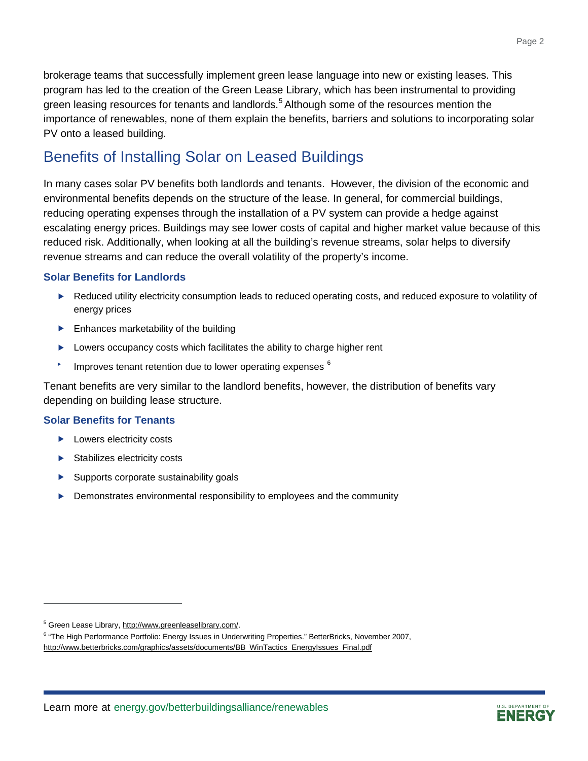brokerage teams that successfully implement green lease language into new or existing leases. This program has led to the creation of the Green Lease Library, which has been instrumental to providing green leasing resources for tenants and landlords.[5] Although some of the resources mention the importance of renewables, none of them explain the benefits, barriers and solutions to incorporating solar PV onto a leased building.

## Benefits of Installing Solar on Leased Buildings

In many cases solar PV benefits both landlords and tenants. However, the division of the economic and environmental benefits depends on the structure of the lease. In general, for commercial buildings, reducing operating expenses through the installation of a PV system can provide a hedge against escalating energy prices. Buildings may see lower costs of capital and higher market value because of this reduced risk. Additionally, when looking at all the building's revenue streams, solar helps to diversify revenue streams and can reduce the overall volatility of the property's income.

### Solar Benefits for Landlords

- Reduced utility electricity consumption leads to reduced operating costs, and reduced exposure to volatility of energy prices
- Enhances marketability of the building
- Lowers occupancy costs which facilitates the ability to charge higher rent
- Improves tenant retention due to lower operating expenses [6]

Tenant benefits are very similar to the landlord benefits, however, the distribution of benefits vary depending on building lease structure.

### Solar Benefits for Tenants

- Lowers electricity costs
- Stabilizes electricity costs
- Supports corporate sustainability goals
- Demonstrates environmental responsibility to employees and the community

---

[5] Green Lease Library, http://www.greenleaselibrary.com/.

[6] "The High Performance Portfolio: Energy Issues in Underwriting Properties." BetterBricks, November 2007, http://www.betterbricks.com/graphics/assets/documents/BB_WinTactics_EnergyIssues_Final.pdf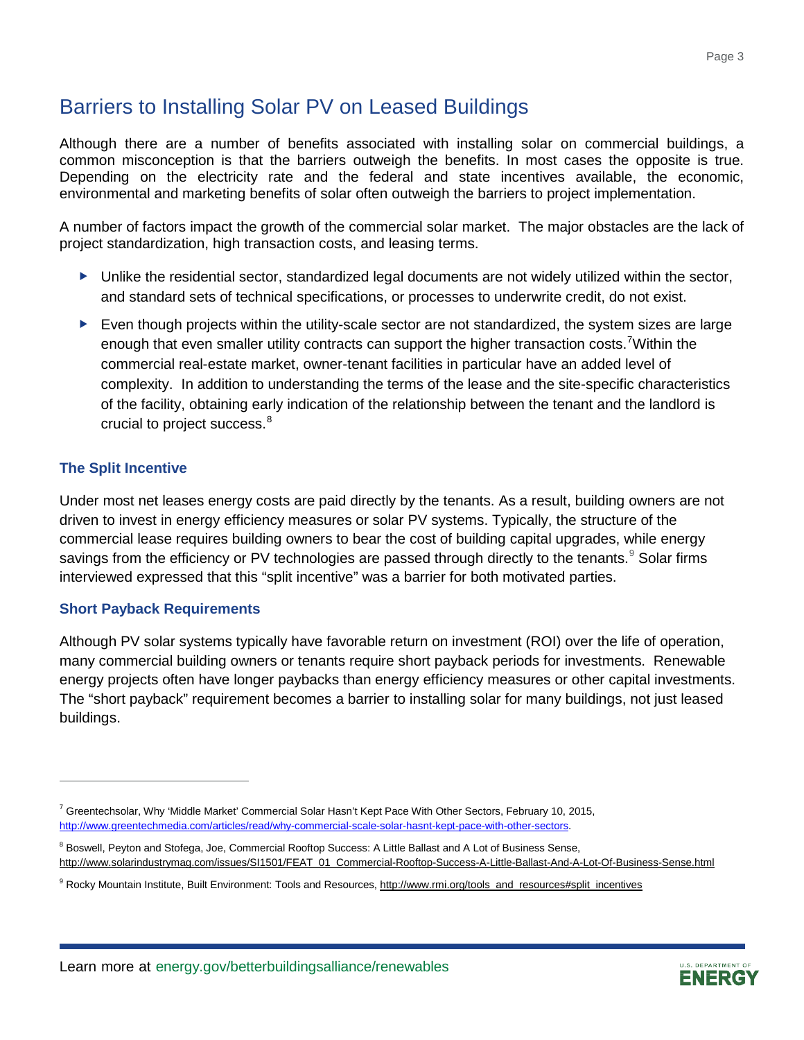## Barriers to Installing Solar PV on Leased Buildings

Although there are a number of benefits associated with installing solar on commercial buildings, a common misconception is that the barriers outweigh the benefits. In most cases the opposite is true. Depending on the electricity rate and the federal and state incentives available, the economic, environmental and marketing benefits of solar often outweigh the barriers to project implementation.

A number of factors impact the growth of the commercial solar market. The major obstacles are the lack of project standardization, high transaction costs, and leasing terms.

- Unlike the residential sector, standardized legal documents are not widely utilized within the sector, and standard sets of technical specifications, or processes to underwrite credit, do not exist.
- Even though projects within the utility-scale sector are not standardized, the system sizes are large enough that even smaller utility contracts can support the higher transaction costs.[7] Within the commercial real-estate market, owner-tenant facilities in particular have an added level of complexity. In addition to understanding the terms of the lease and the site-specific characteristics of the facility, obtaining early indication of the relationship between the tenant and the landlord is crucial to project success.[8]

### The Split Incentive

Under most net leases energy costs are paid directly by the tenants. As a result, building owners are not driven to invest in energy efficiency measures or solar PV systems. Typically, the structure of the commercial lease requires building owners to bear the cost of building capital upgrades, while energy savings from the efficiency or PV technologies are passed through directly to the tenants.[9] Solar firms interviewed expressed that this "split incentive" was a barrier for both motivated parties.

### Short Payback Requirements

Although PV solar systems typically have favorable return on investment (ROI) over the life of operation, many commercial building owners or tenants require short payback periods for investments. Renewable energy projects often have longer paybacks than energy efficiency measures or other capital investments. The "short payback" requirement becomes a barrier to installing solar for many buildings, not just leased buildings.

---

[7] Greentechsolar, Why 'Middle Market' Commercial Solar Hasn't Kept Pace With Other Sectors, February 10, 2015, http://www.greentechmedia.com/articles/read/why-commercial-scale-solar-hasnt-kept-pace-with-other-sectors.

[8] Boswell, Peyton and Stofega, Joe, Commercial Rooftop Success: A Little Ballast and A Lot of Business Sense, http://www.solarindustrymag.com/issues/SI1501/FEAT_01_Commercial-Rooftop-Success-A-Little-Ballast-And-A-Lot-Of-Business-Sense.html

[9] Rocky Mountain Institute, Built Environment: Tools and Resources, http://www.rmi.org/tools_and_resources#split_incentives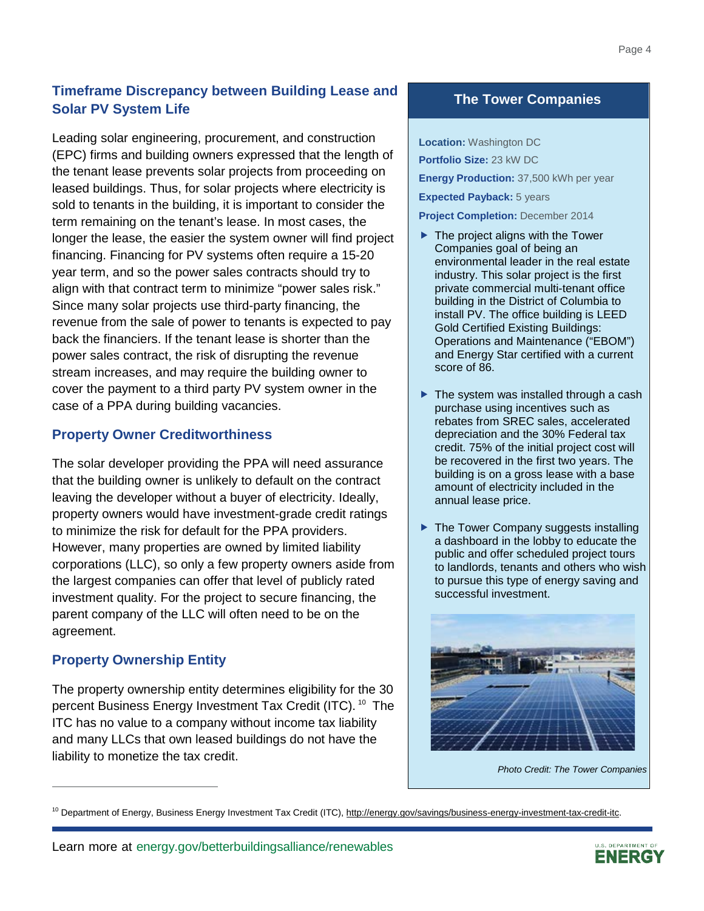## Timeframe Discrepancy between Building Lease and Solar PV System Life

Leading solar engineering, procurement, and construction (EPC) firms and building owners expressed that the length of the tenant lease prevents solar projects from proceeding on leased buildings. Thus, for solar projects where electricity is sold to tenants in the building, it is important to consider the term remaining on the tenant's lease. In most cases, the longer the lease, the easier the system owner will find project financing. Financing for PV systems often require a 15-20 year term, and so the power sales contracts should try to align with that contract term to minimize "power sales risk." Since many solar projects use third-party financing, the revenue from the sale of power to tenants is expected to pay back the financiers. If the tenant lease is shorter than the power sales contract, the risk of disrupting the revenue stream increases, and may require the building owner to cover the payment to a third party PV system owner in the case of a PPA during building vacancies.

## Property Owner Creditworthiness

The solar developer providing the PPA will need assurance that the building owner is unlikely to default on the contract leaving the developer without a buyer of electricity. Ideally, property owners would have investment-grade credit ratings to minimize the risk for default for the PPA providers. However, many properties are owned by limited liability corporations (LLC), so only a few property owners aside from the largest companies can offer that level of publicly rated investment quality. For the project to secure financing, the parent company of the LLC will often need to be on the agreement.

## Property Ownership Entity

The property ownership entity determines eligibility for the 30 percent Business Energy Investment Tax Credit (ITC).[10] The ITC has no value to a company without income tax liability and many LLCs that own leased buildings do not have the liability to monetize the tax credit.

### The Tower Companies

**Location:** Washington DC

**Portfolio Size:** 23 kW DC

**Energy Production:** 37,500 kWh per year

**Expected Payback:** 5 years

**Project Completion:** December 2014

- The project aligns with the Tower Companies goal of being an environmental leader in the real estate industry. This solar project is the first private commercial multi-tenant office building in the District of Columbia to install PV. The office building is LEED Gold Certified Existing Buildings: Operations and Maintenance ("EBOM") and Energy Star certified with a current score of 86.
- The system was installed through a cash purchase using incentives such as rebates from SREC sales, accelerated depreciation and the 30% Federal tax credit. 75% of the initial project cost will be recovered in the first two years. The building is on a gross lease with a base amount of electricity included in the annual lease price.
- The Tower Company suggests installing a dashboard in the lobby to educate the public and offer scheduled project tours to landlords, tenants and others who wish to pursue this type of energy saving and successful investment.

*Photo Credit: The Tower Companies*

[10] Department of Energy, Business Energy Investment Tax Credit (ITC), http://energy.gov/savings/business-energy-investment-tax-credit-itc.

Learn more at energy.gov/betterbuildingsalliance/renewables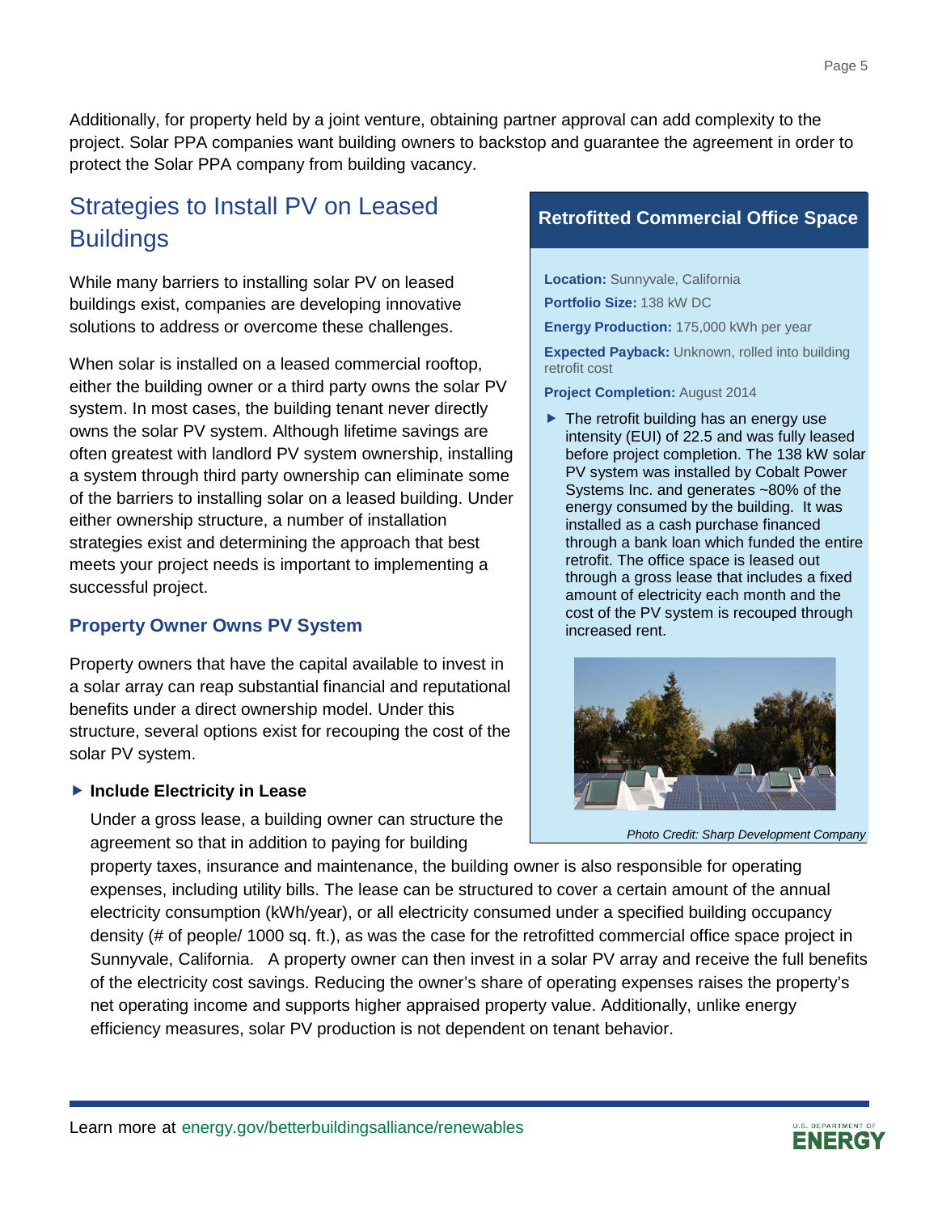Additionally, for property held by a joint venture, obtaining partner approval can add complexity to the project. Solar PPA companies want building owners to backstop and guarantee the agreement in order to protect the Solar PPA company from building vacancy.

## Strategies to Install PV on Leased Buildings

While many barriers to installing solar PV on leased buildings exist, companies are developing innovative solutions to address or overcome these challenges.

When solar is installed on a leased commercial rooftop, either the building owner or a third party owns the solar PV system. In most cases, the building tenant never directly owns the solar PV system. Although lifetime savings are often greatest with landlord PV system ownership, installing a system through third party ownership can eliminate some of the barriers to installing solar on a leased building. Under either ownership structure, a number of installation strategies exist and determining the approach that best meets your project needs is important to implementing a successful project.

### Property Owner Owns PV System

Property owners that have the capital available to invest in a solar array can reap substantial financial and reputational benefits under a direct ownership model. Under this structure, several options exist for recouping the cost of the solar PV system.

- **Include Electricity in Lease**

  Under a gross lease, a building owner can structure the agreement so that in addition to paying for building property taxes, insurance and maintenance, the building owner is also responsible for operating expenses, including utility bills. The lease can be structured to cover a certain amount of the annual electricity consumption (kWh/year), or all electricity consumed under a specified building occupancy density (# of people/ 1000 sq. ft.), as was the case for the retrofitted commercial office space project in Sunnyvale, California. A property owner can then invest in a solar PV array and receive the full benefits of the electricity cost savings. Reducing the owner's share of operating expenses raises the property's net operating income and supports higher appraised property value. Additionally, unlike energy efficiency measures, solar PV production is not dependent on tenant behavior.

### Retrofitted Commercial Office Space

**Location:** Sunnyvale, California

**Portfolio Size:** 138 kW DC

**Energy Production:** 175,000 kWh per year

**Expected Payback:** Unknown, rolled into building retrofit cost

**Project Completion:** August 2014

- The retrofit building has an energy use intensity (EUI) of 22.5 and was fully leased before project completion. The 138 kW solar PV system was installed by Cobalt Power Systems Inc. and generates ~80% of the energy consumed by the building. It was installed as a cash purchase financed through a bank loan which funded the entire retrofit. The office space is leased out through a gross lease that includes a fixed amount of electricity each month and the cost of the PV system is recouped through increased rent.

*Photo Credit: Sharp Development Company*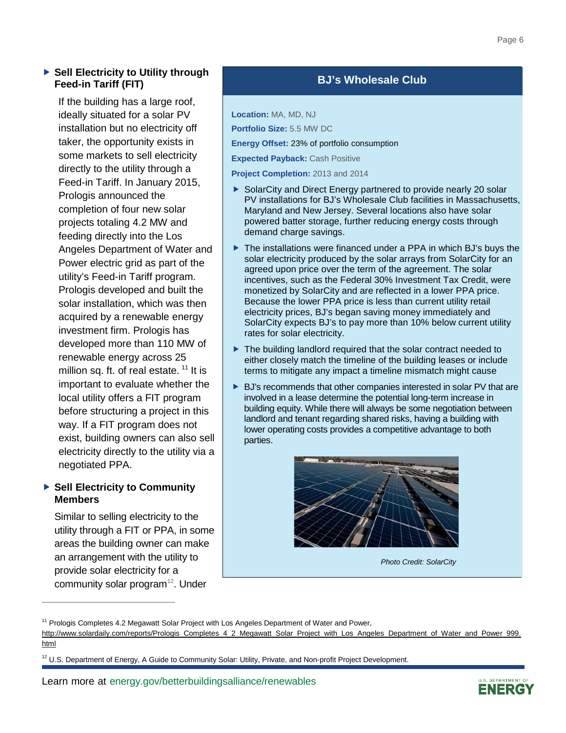- **Sell Electricity to Utility through Feed-in Tariff (FIT)**

  If the building has a large roof, ideally situated for a solar PV installation but no electricity off taker, the opportunity exists in some markets to sell electricity directly to the utility through a Feed-in Tariff. In January 2015, Prologis announced the completion of four new solar projects totaling 4.2 MW and feeding directly into the Los Angeles Department of Water and Power electric grid as part of the utility's Feed-in Tariff program. Prologis developed and built the solar installation, which was then acquired by a renewable energy investment firm. Prologis has developed more than 110 MW of renewable energy across 25 million sq. ft. of real estate. [11] It is important to evaluate whether the local utility offers a FIT program before structuring a project in this way. If a FIT program does not exist, building owners can also sell electricity directly to the utility via a negotiated PPA.

- **Sell Electricity to Community Members**

  Similar to selling electricity to the utility through a FIT or PPA, in some areas the building owner can make an arrangement with the utility to provide solar electricity for a community solar program[12]. Under

## BJ's Wholesale Club

**Location:** MA, MD, NJ

**Portfolio Size:** 5.5 MW DC

**Energy Offset:** 23% of portfolio consumption

**Expected Payback:** Cash Positive

**Project Completion:** 2013 and 2014

- SolarCity and Direct Energy partnered to provide nearly 20 solar PV installations for BJ's Wholesale Club facilities in Massachusetts, Maryland and New Jersey. Several locations also have solar powered batter storage, further reducing energy costs through demand charge savings.
- The installations were financed under a PPA in which BJ's buys the solar electricity produced by the solar arrays from SolarCity for an agreed upon price over the term of the agreement. The solar incentives, such as the Federal 30% Investment Tax Credit, were monetized by SolarCity and are reflected in a lower PPA price. Because the lower PPA price is less than current utility retail electricity prices, BJ's began saving money immediately and SolarCity expects BJ's to pay more than 10% below current utility rates for solar electricity.
- The building landlord required that the solar contract needed to either closely match the timeline of the building leases or include terms to mitigate any impact a timeline mismatch might cause
- BJ's recommends that other companies interested in solar PV that are involved in a lease determine the potential long-term increase in building equity. While there will always be some negotiation between landlord and tenant regarding shared risks, having a building with lower operating costs provides a competitive advantage to both parties.

*Photo Credit: SolarCity*

---

[11] Prologis Completes 4.2 Megawatt Solar Project with Los Angeles Department of Water and Power, http://www.solardaily.com/reports/Prologis_Completes_4_2_Megawatt_Solar_Project_with_Los_Angeles_Department_of_Water_and_Power_999.html

[12] U.S. Department of Energy, A Guide to Community Solar: Utility, Private, and Non-profit Project Development.

Learn more at energy.gov/betterbuildingsalliance/renewables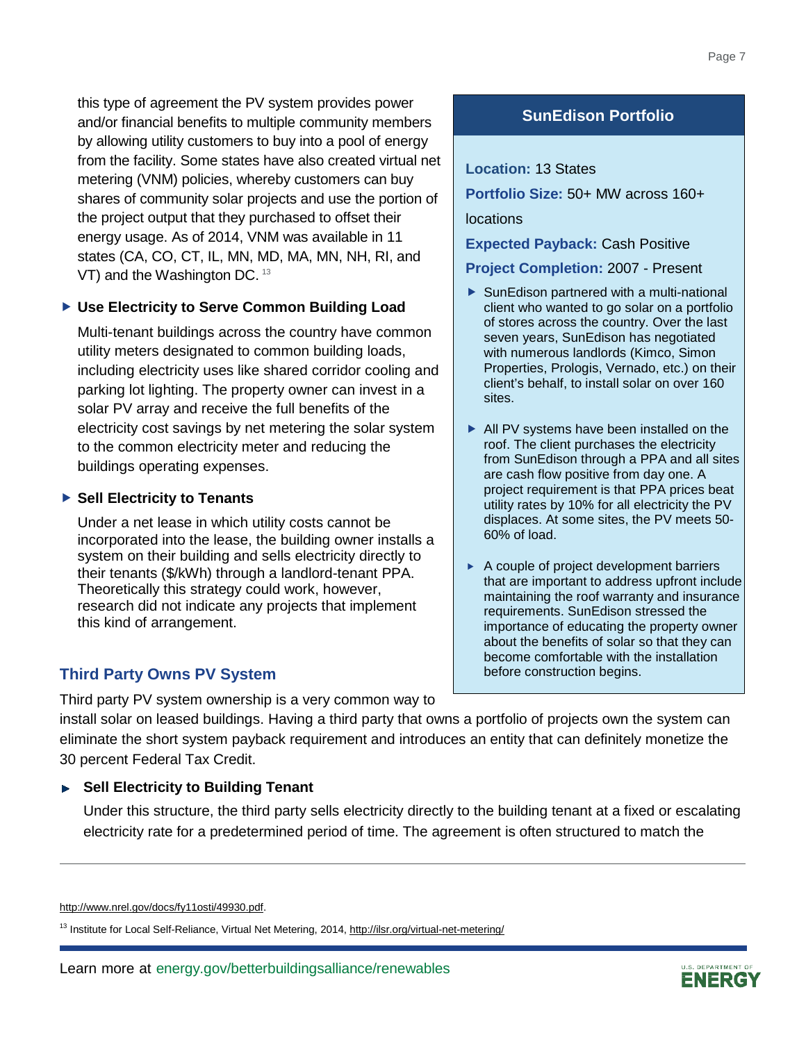this type of agreement the PV system provides power and/or financial benefits to multiple community members by allowing utility customers to buy into a pool of energy from the facility. Some states have also created virtual net metering (VNM) policies, whereby customers can buy shares of community solar projects and use the portion of the project output that they purchased to offset their energy usage. As of 2014, VNM was available in 11 states (CA, CO, CT, IL, MN, MD, MA, MN, NH, RI, and VT) and the Washington DC. [13]

- **Use Electricity to Serve Common Building Load**

  Multi-tenant buildings across the country have common utility meters designated to common building loads, including electricity uses like shared corridor cooling and parking lot lighting. The property owner can invest in a solar PV array and receive the full benefits of the electricity cost savings by net metering the solar system to the common electricity meter and reducing the buildings operating expenses.

- **Sell Electricity to Tenants**

  Under a net lease in which utility costs cannot be incorporated into the lease, the building owner installs a system on their building and sells electricity directly to their tenants ($/kWh) through a landlord-tenant PPA. Theoretically this strategy could work, however, research did not indicate any projects that implement this kind of arrangement.

## Third Party Owns PV System

Third party PV system ownership is a very common way to install solar on leased buildings. Having a third party that owns a portfolio of projects own the system can eliminate the short system payback requirement and introduces an entity that can definitely monetize the 30 percent Federal Tax Credit.

- **Sell Electricity to Building Tenant**

  Under this structure, the third party sells electricity directly to the building tenant at a fixed or escalating electricity rate for a predetermined period of time. The agreement is often structured to match the

### SunEdison Portfolio

**Location:** 13 States

**Portfolio Size:** 50+ MW across 160+ locations

**Expected Payback:** Cash Positive

**Project Completion:** 2007 - Present

- SunEdison partnered with a multi-national client who wanted to go solar on a portfolio of stores across the country. Over the last seven years, SunEdison has negotiated with numerous landlords (Kimco, Simon Properties, Prologis, Vernado, etc.) on their client's behalf, to install solar on over 160 sites.
- All PV systems have been installed on the roof. The client purchases the electricity from SunEdison through a PPA and all sites are cash flow positive from day one. A project requirement is that PPA prices beat utility rates by 10% for all electricity the PV displaces. At some sites, the PV meets 50-60% of load.
- A couple of project development barriers that are important to address upfront include maintaining the roof warranty and insurance requirements. SunEdison stressed the importance of educating the property owner about the benefits of solar so that they can become comfortable with the installation before construction begins.

---

http://www.nrel.gov/docs/fy11osti/49930.pdf.

[13] Institute for Local Self-Reliance, Virtual Net Metering, 2014, http://ilsr.org/virtual-net-metering/

Learn more at energy.gov/betterbuildingsalliance/renewables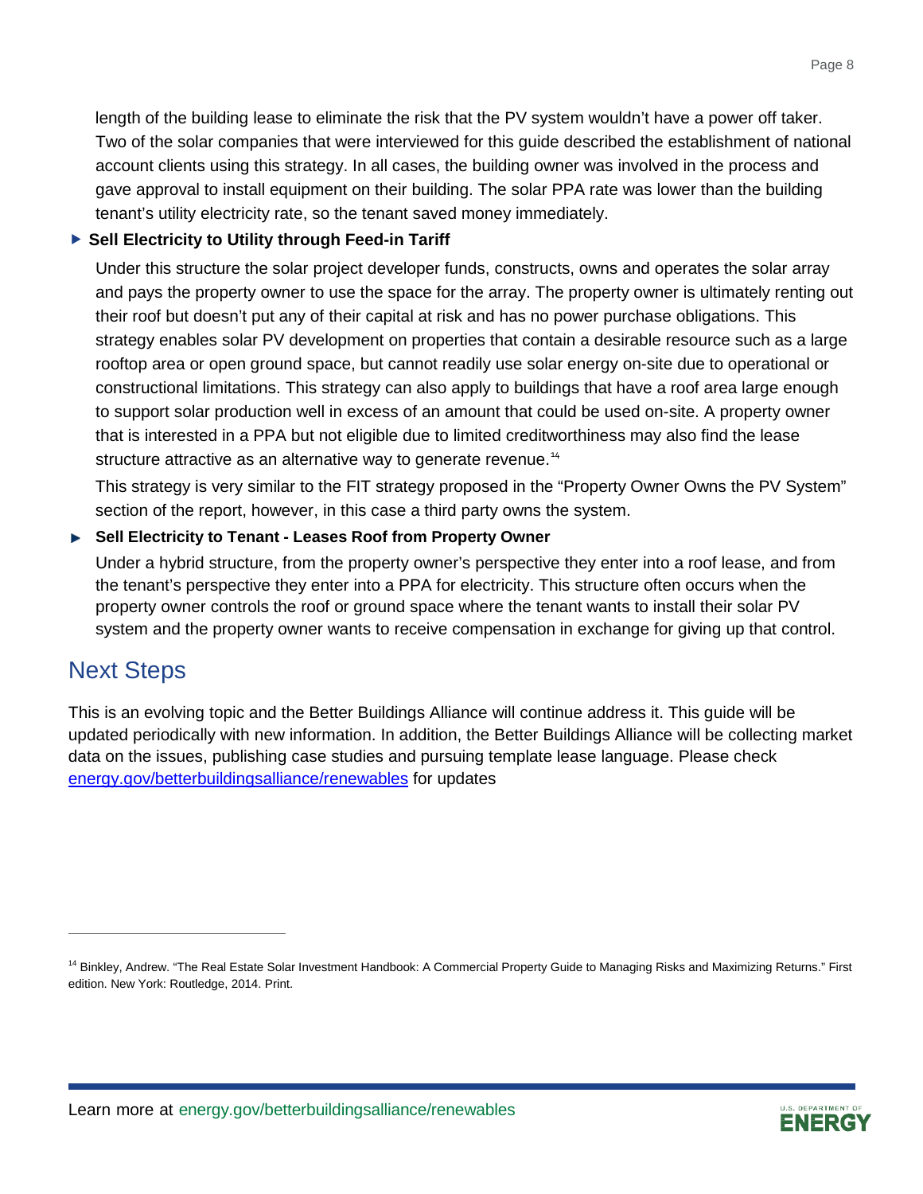length of the building lease to eliminate the risk that the PV system wouldn't have a power off taker. Two of the solar companies that were interviewed for this guide described the establishment of national account clients using this strategy. In all cases, the building owner was involved in the process and gave approval to install equipment on their building. The solar PPA rate was lower than the building tenant's utility electricity rate, so the tenant saved money immediately.

- **Sell Electricity to Utility through Feed-in Tariff**

  Under this structure the solar project developer funds, constructs, owns and operates the solar array and pays the property owner to use the space for the array. The property owner is ultimately renting out their roof but doesn't put any of their capital at risk and has no power purchase obligations. This strategy enables solar PV development on properties that contain a desirable resource such as a large rooftop area or open ground space, but cannot readily use solar energy on-site due to operational or constructional limitations. This strategy can also apply to buildings that have a roof area large enough to support solar production well in excess of an amount that could be used on-site. A property owner that is interested in a PPA but not eligible due to limited creditworthiness may also find the lease structure attractive as an alternative way to generate revenue.[14]

  This strategy is very similar to the FIT strategy proposed in the "Property Owner Owns the PV System" section of the report, however, in this case a third party owns the system.

- **Sell Electricity to Tenant - Leases Roof from Property Owner**

  Under a hybrid structure, from the property owner's perspective they enter into a roof lease, and from the tenant's perspective they enter into a PPA for electricity. This structure often occurs when the property owner controls the roof or ground space where the tenant wants to install their solar PV system and the property owner wants to receive compensation in exchange for giving up that control.

## Next Steps

This is an evolving topic and the Better Buildings Alliance will continue address it. This guide will be updated periodically with new information. In addition, the Better Buildings Alliance will be collecting market data on the issues, publishing case studies and pursuing template lease language. Please check [energy.gov/betterbuildingsalliance/renewables](energy.gov/betterbuildingsalliance/renewables) for updates

---

[14] Binkley, Andrew. "The Real Estate Solar Investment Handbook: A Commercial Property Guide to Managing Risks and Maximizing Returns." First edition. New York: Routledge, 2014. Print.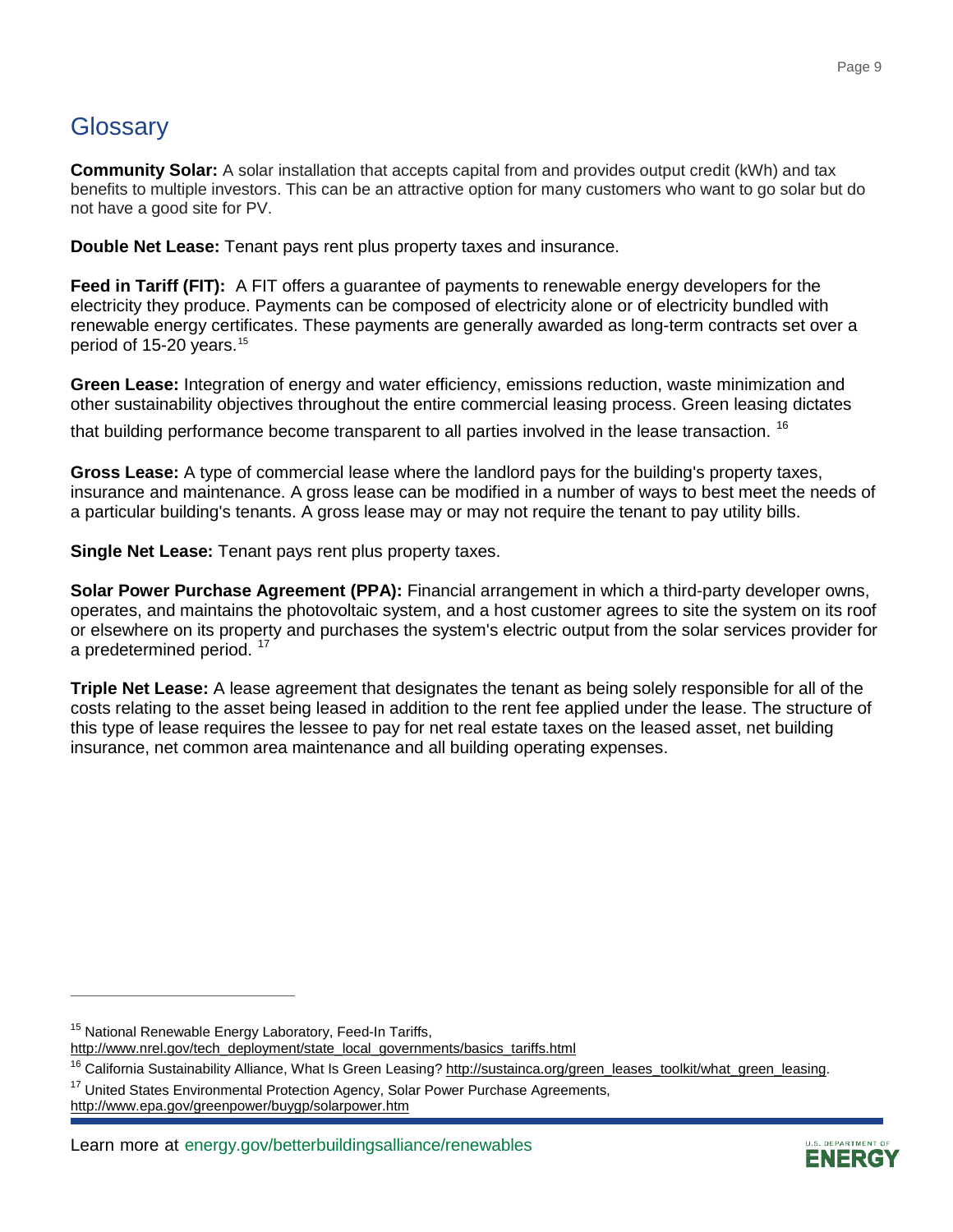# Glossary

**Community Solar:** A solar installation that accepts capital from and provides output credit (kWh) and tax benefits to multiple investors. This can be an attractive option for many customers who want to go solar but do not have a good site for PV.

**Double Net Lease:** Tenant pays rent plus property taxes and insurance.

**Feed in Tariff (FIT):** A FIT offers a guarantee of payments to renewable energy developers for the electricity they produce. Payments can be composed of electricity alone or of electricity bundled with renewable energy certificates. These payments are generally awarded as long-term contracts set over a period of 15-20 years.[15]

**Green Lease:** Integration of energy and water efficiency, emissions reduction, waste minimization and other sustainability objectives throughout the entire commercial leasing process. Green leasing dictates that building performance become transparent to all parties involved in the lease transaction.[16]

**Gross Lease:** A type of commercial lease where the landlord pays for the building's property taxes, insurance and maintenance. A gross lease can be modified in a number of ways to best meet the needs of a particular building's tenants. A gross lease may or may not require the tenant to pay utility bills.

**Single Net Lease:** Tenant pays rent plus property taxes.

**Solar Power Purchase Agreement (PPA):** Financial arrangement in which a third-party developer owns, operates, and maintains the photovoltaic system, and a host customer agrees to site the system on its roof or elsewhere on its property and purchases the system's electric output from the solar services provider for a predetermined period.[17]

**Triple Net Lease:** A lease agreement that designates the tenant as being solely responsible for all of the costs relating to the asset being leased in addition to the rent fee applied under the lease. The structure of this type of lease requires the lessee to pay for net real estate taxes on the leased asset, net building insurance, net common area maintenance and all building operating expenses.

---

[15] National Renewable Energy Laboratory, Feed-In Tariffs, http://www.nrel.gov/tech_deployment/state_local_governments/basics_tariffs.html

[16] California Sustainability Alliance, What Is Green Leasing? http://sustainca.org/green_leases_toolkit/what_green_leasing.

[17] United States Environmental Protection Agency, Solar Power Purchase Agreements, http://www.epa.gov/greenpower/buygp/solarpower.htm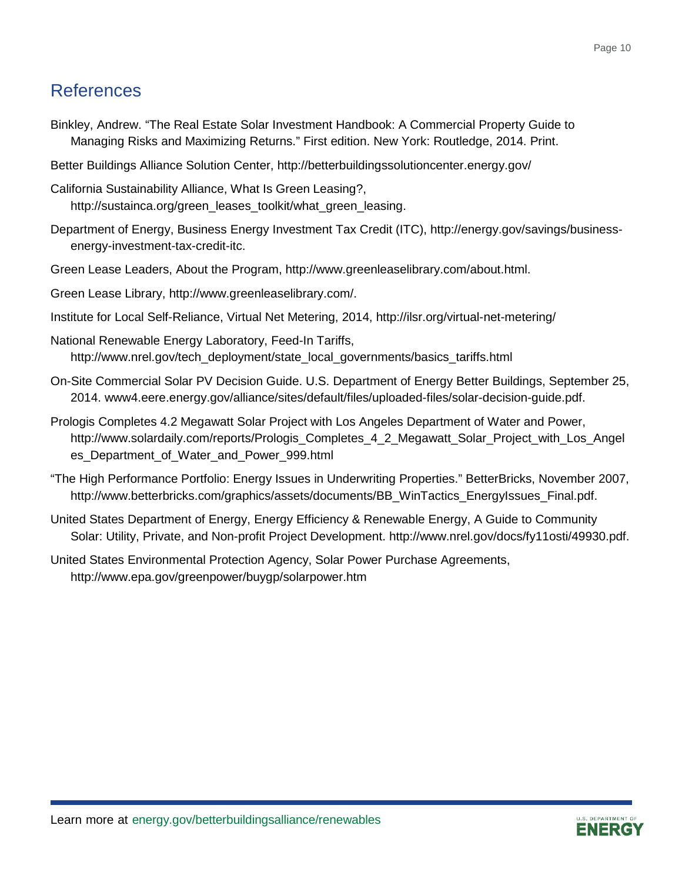## References

Binkley, Andrew. “The Real Estate Solar Investment Handbook: A Commercial Property Guide to Managing Risks and Maximizing Returns.” First edition. New York: Routledge, 2014. Print.

Better Buildings Alliance Solution Center, http://betterbuildingssolutioncenter.energy.gov/

California Sustainability Alliance, What Is Green Leasing?, http://sustainca.org/green_leases_toolkit/what_green_leasing.

Department of Energy, Business Energy Investment Tax Credit (ITC), http://energy.gov/savings/business-energy-investment-tax-credit-itc.

Green Lease Leaders, About the Program, http://www.greenleaselibrary.com/about.html.

Green Lease Library, http://www.greenleaselibrary.com/.

Institute for Local Self-Reliance, Virtual Net Metering, 2014, http://ilsr.org/virtual-net-metering/

National Renewable Energy Laboratory, Feed-In Tariffs, http://www.nrel.gov/tech_deployment/state_local_governments/basics_tariffs.html

On-Site Commercial Solar PV Decision Guide. U.S. Department of Energy Better Buildings, September 25, 2014. www4.eere.energy.gov/alliance/sites/default/files/uploaded-files/solar-decision-guide.pdf.

Prologis Completes 4.2 Megawatt Solar Project with Los Angeles Department of Water and Power, http://www.solardaily.com/reports/Prologis_Completes_4_2_Megawatt_Solar_Project_with_Los_Angeles_Department_of_Water_and_Power_999.html

“The High Performance Portfolio: Energy Issues in Underwriting Properties.” BetterBricks, November 2007, http://www.betterbricks.com/graphics/assets/documents/BB_WinTactics_EnergyIssues_Final.pdf.

United States Department of Energy, Energy Efficiency & Renewable Energy, A Guide to Community Solar: Utility, Private, and Non-profit Project Development. http://www.nrel.gov/docs/fy11osti/49930.pdf.

United States Environmental Protection Agency, Solar Power Purchase Agreements, http://www.epa.gov/greenpower/buygp/solarpower.htm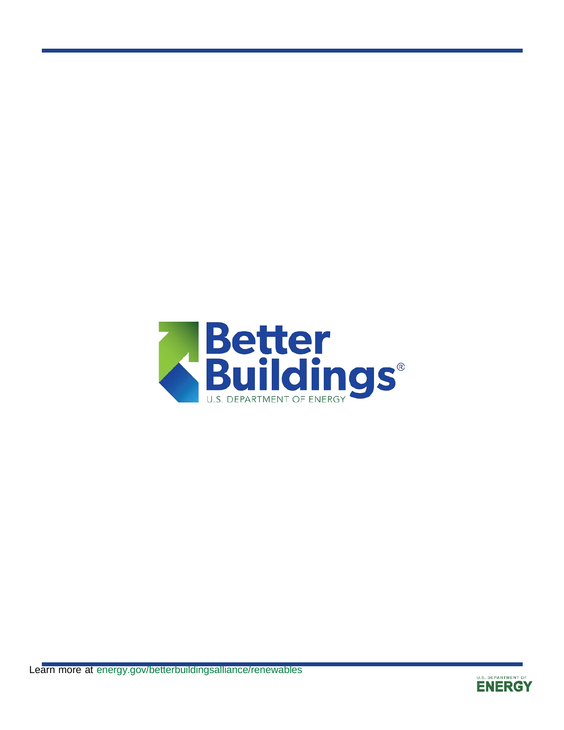Better Buildings®

U.S. DEPARTMENT OF ENERGY

Learn more at energy.gov/betterbuildingsalliance/renewables

U.S. DEPARTMENT OF ENERGY